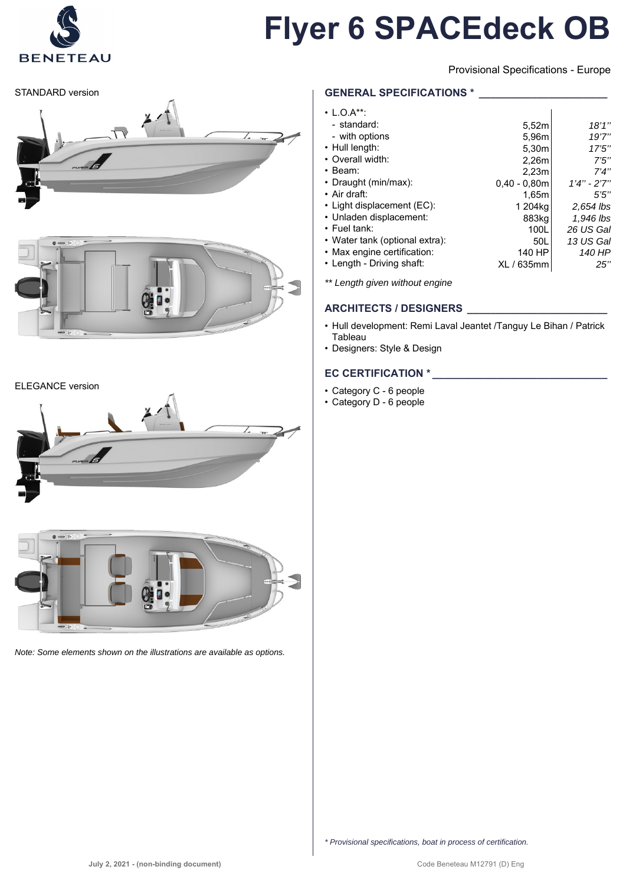# Flyer 6 SPACEdeck OB

Provisional Specifications - Europe

STANDARD version

ELEGANCE version

*Note: Some elements shown on the illustrations are available as options.*

## GENERAL SPECIFICATIONS *

| | | |
|---|---|---|
| • L.O.A**: | | |
| - standard: | 5,52m | *18'1''* |
| - with options | 5,96m | *19'7''* |
| • Hull length: | 5,30m | *17'5''* |
| • Overall width: | 2,26m | *7'5''* |
| • Beam: | 2,23m | *7'4''* |
| • Draught (min/max): | 0,40 - 0,80m | *1'4'' - 2'7''* |
| • Air draft: | 1,65m | *5'5''* |
| • Light displacement (EC): | 1 204kg | *2,654 lbs* |
| • Unladen displacement: | 883kg | *1,946 lbs* |
| • Fuel tank: | 100L | *26 US Gal* |
| • Water tank (optional extra): | 50L | *13 US Gal* |
| • Max engine certification: | 140 HP | *140 HP* |
| • Length - Driving shaft: | XL / 635mm | *25''* |

*** Length given without engine*

## ARCHITECTS / DESIGNERS

- Hull development: Remi Laval Jeantet /Tanguy Le Bihan / Patrick Tableau
- Designers: Style & Design

## EC CERTIFICATION *

- Category C - 6 people
- Category D - 6 people

*\* Provisional specifications, boat in process of certification.*

July 2, 2021 - (non-binding document)

Code Beneteau M12791 (D) Eng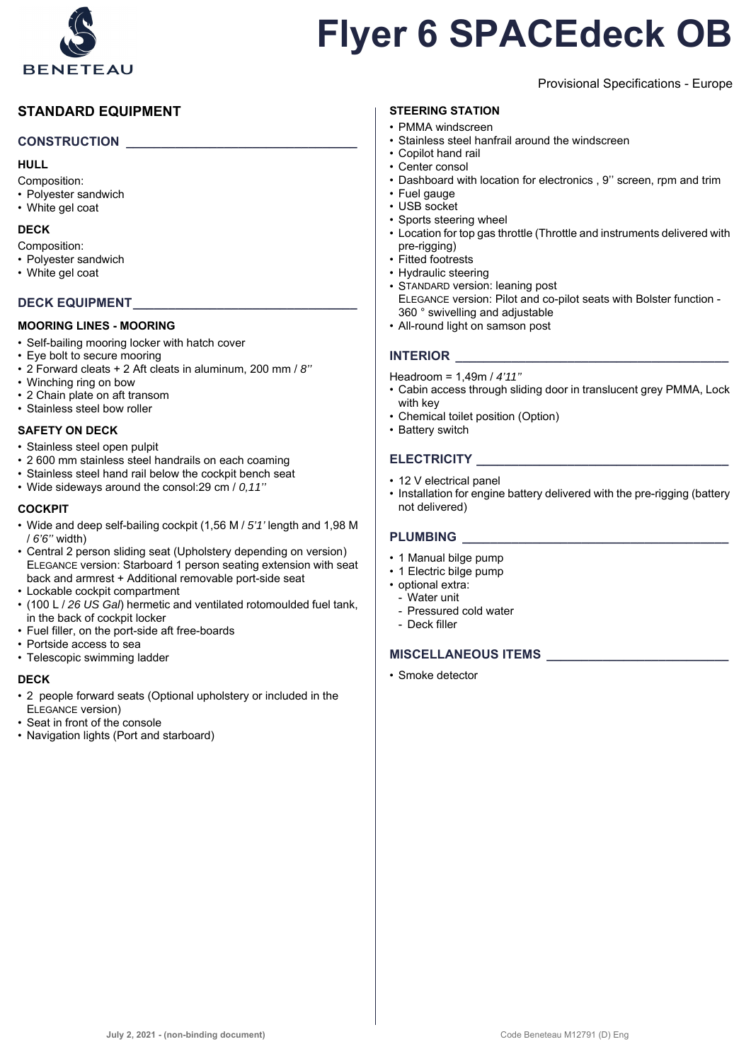# Flyer 6 SPACEdeck OB

Provisional Specifications - Europe

## STANDARD EQUIPMENT

### CONSTRUCTION

#### HULL

Composition:
- Polyester sandwich
- White gel coat

#### DECK

Composition:
- Polyester sandwich
- White gel coat

### DECK EQUIPMENT

#### MOORING LINES - MOORING

- Self-bailing mooring locker with hatch cover
- Eye bolt to secure mooring
- 2 Forward cleats + 2 Aft cleats in aluminum, 200 mm / *8''*
- Winching ring on bow
- 2 Chain plate on aft transom
- Stainless steel bow roller

#### SAFETY ON DECK

- Stainless steel open pulpit
- 2 600 mm stainless steel handrails on each coaming
- Stainless steel hand rail below the cockpit bench seat
- Wide sideways around the consol:29 cm / *0,11''*

#### COCKPIT

- Wide and deep self-bailing cockpit (1,56 M / *5'1'* length and 1,98 M / *6'6''* width)
- Central 2 person sliding seat (Upholstery depending on version)
  ELEGANCE version: Starboard 1 person seating extension with seat back and armrest + Additional removable port-side seat
- Lockable cockpit compartment
- (100 L / *26 US Gal*) hermetic and ventilated rotomoulded fuel tank, in the back of cockpit locker
- Fuel filler, on the port-side aft free-boards
- Portside access to sea
- Telescopic swimming ladder

#### DECK

- 2 people forward seats (Optional upholstery or included in the ELEGANCE version)
- Seat in front of the console
- Navigation lights (Port and starboard)

#### STEERING STATION

- PMMA windscreen
- Stainless steel hanfrail around the windscreen
- Copilot hand rail
- Center consol
- Dashboard with location for electronics , 9'' screen, rpm and trim
- Fuel gauge
- USB socket
- Sports steering wheel
- Location for top gas throttle (Throttle and instruments delivered with pre-rigging)
- Fitted footrests
- Hydraulic steering
- STANDARD version: leaning post
  ELEGANCE version: Pilot and co-pilot seats with Bolster function - 360 ° swivelling and adjustable
- All-round light on samson post

### INTERIOR

Headroom = 1,49m / *4'11''*
- Cabin access through sliding door in translucent grey PMMA, Lock with key
- Chemical toilet position (Option)
- Battery switch

### ELECTRICITY

- 12 V electrical panel
- Installation for engine battery delivered with the pre-rigging (battery not delivered)

### PLUMBING

- 1 Manual bilge pump
- 1 Electric bilge pump
- optional extra:
  - Water unit
  - Pressured cold water
  - Deck filler

### MISCELLANEOUS ITEMS

- Smoke detector

July 2, 2021 - (non-binding document)

Code Beneteau M12791 (D) Eng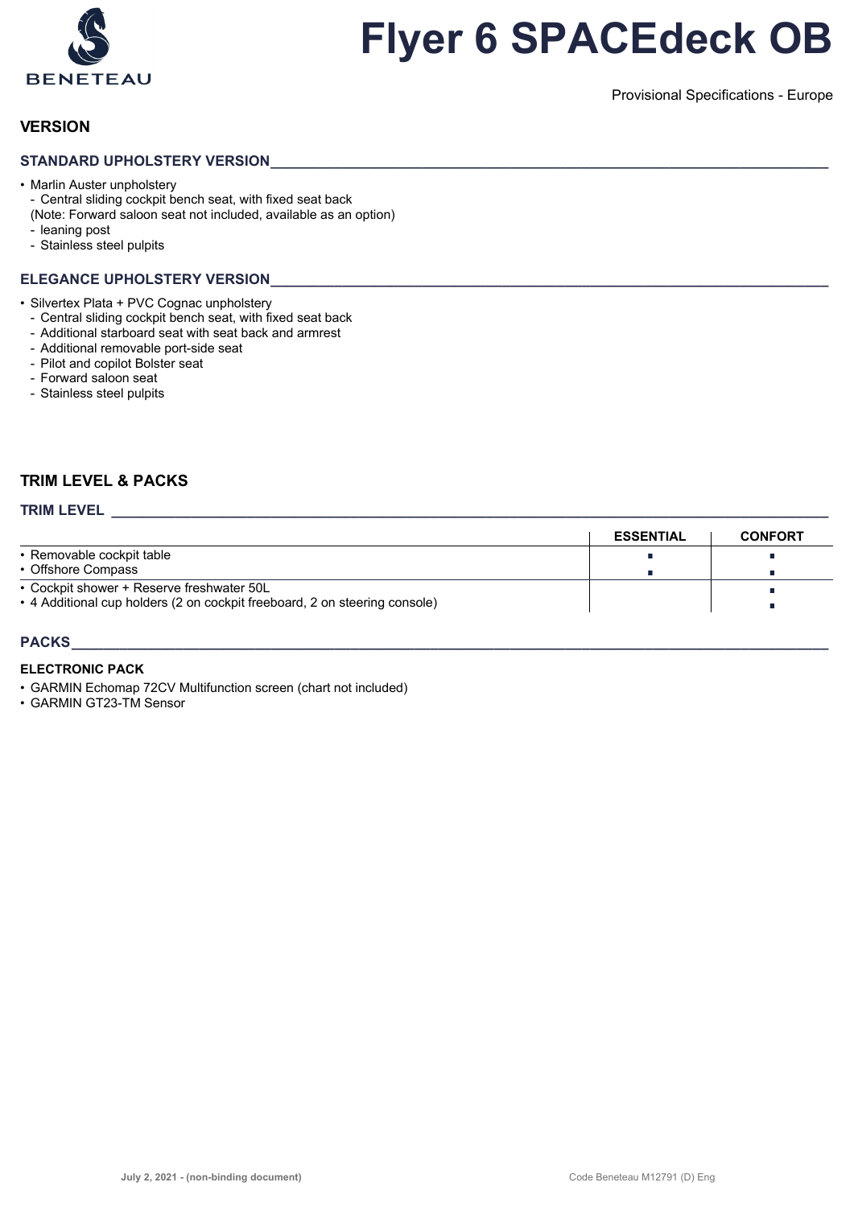# Flyer 6 SPACEdeck OB

Provisional Specifications - Europe

## VERSION

### STANDARD UPHOLSTERY VERSION

- Marlin Auster unpholstery
  - Central sliding cockpit bench seat, with fixed seat back
  (Note: Forward saloon seat not included, available as an option)
  - leaning post
  - Stainless steel pulpits

### ELEGANCE UPHOLSTERY VERSION

- Silvertex Plata + PVC Cognac unpholstery
  - Central sliding cockpit bench seat, with fixed seat back
  - Additional starboard seat with seat back and armrest
  - Additional removable port-side seat
  - Pilot and copilot Bolster seat
  - Forward saloon seat
  - Stainless steel pulpits

## TRIM LEVEL & PACKS

### TRIM LEVEL

| | ESSENTIAL | CONFORT |
|---|---|---|
| • Removable cockpit table | ▪ | ▪ |
| • Offshore Compass | ▪ | ▪ |
| • Cockpit shower + Reserve freshwater 50L | | ▪ |
| • 4 Additional cup holders (2 on cockpit freeboard, 2 on steering console) | | ▪ |

### PACKS

**ELECTRONIC PACK**

- GARMIN Echomap 72CV Multifunction screen (chart not included)
- GARMIN GT23-TM Sensor

July 2, 2021 - (non-binding document)

Code Beneteau M12791 (D) Eng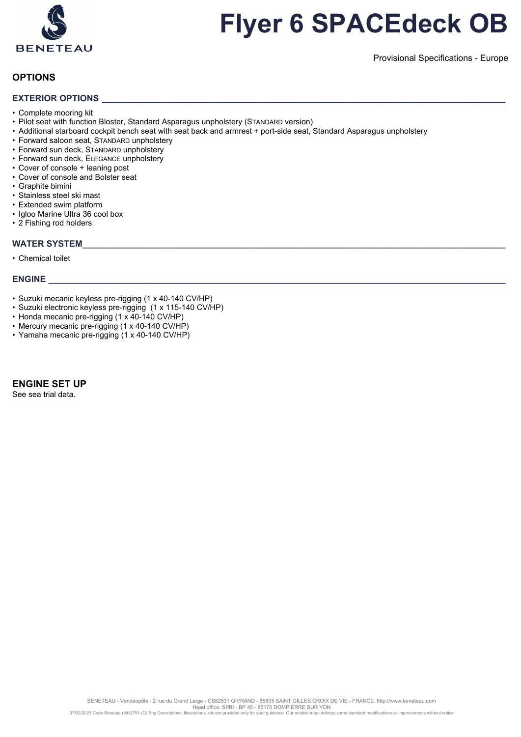# Flyer 6 SPACEdeck OB

Provisional Specifications - Europe

## OPTIONS

### EXTERIOR OPTIONS

- Complete mooring kit
- Pilot seat with function Bloster, Standard Asparagus unpholstery (STANDARD version)
- Additional starboard cockpit bench seat with seat back and armrest + port-side seat, Standard Asparagus unpholstery
- Forward saloon seat, STANDARD unpholstery
- Forward sun deck, STANDARD unpholstery
- Forward sun deck, ELEGANCE unpholstery
- Cover of console + leaning post
- Cover of console and Bolster seat
- Graphite bimini
- Stainless steel ski mast
- Extended swim platform
- Igloo Marine Ultra 36 cool box
- 2 Fishing rod holders

### WATER SYSTEM

- Chemical toilet

### ENGINE

- Suzuki mecanic keyless pre-rigging (1 x 40-140 CV/HP)
- Suzuki electronic keyless pre-rigging (1 x 115-140 CV/HP)
- Honda mecanic pre-rigging (1 x 40-140 CV/HP)
- Mercury mecanic pre-rigging (1 x 40-140 CV/HP)
- Yamaha mecanic pre-rigging (1 x 40-140 CV/HP)

## ENGINE SET UP

See sea trial data.